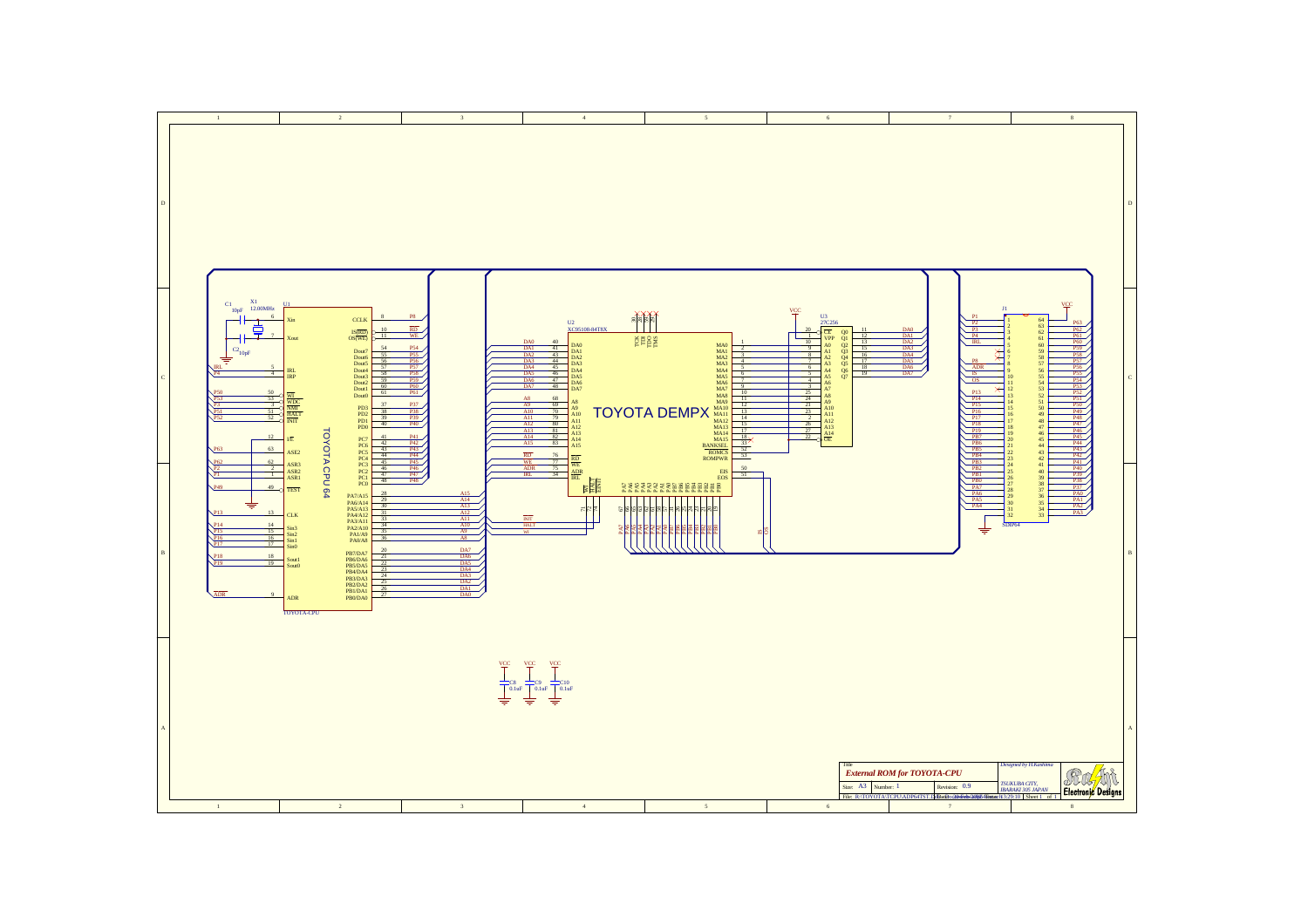Title: External ROM for TOYOTA-CPU

Designed by H.Kashima

| Size | Number | Revision |
|---|---|---|
| A3 | 1 | 0.9 |

TSUKUBA CITY, IBARAKI 305 JAPAN

File: R:\TOYOTA\TCPU\ADP64TST.DDB

Sheet 1 of 1

Electronic Designs

TOYOTA DEMPX

TOYOTA CPU 64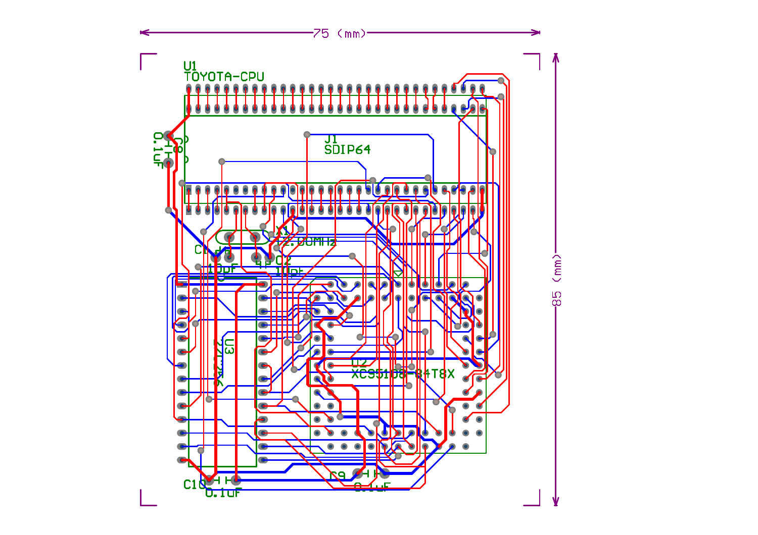75 (mm)

85 (mm)

U1
TOYOTA-CPU

C8
0.1uF

J1
SDIP64

X1
12.00MHz

C1
10pF

C2
10pF

U3
27C256

U2
XC95108-84T8X

C10
0.1uF

C9
0.1uF